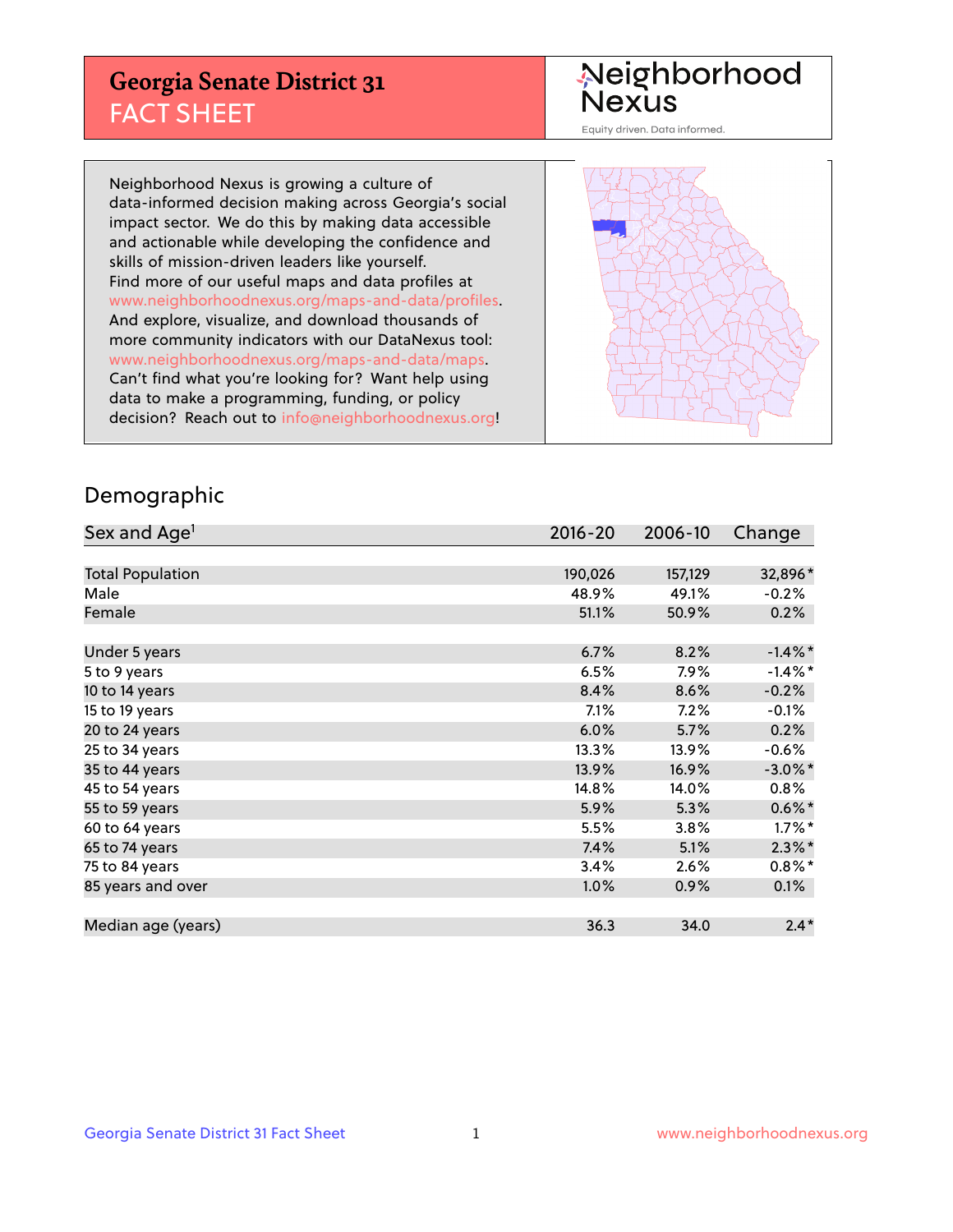# Georgia Senate District 31
## FACT SHEET

Neighborhood Nexus

Equity driven. Data informed.

Neighborhood Nexus is growing a culture of data-informed decision making across Georgia's social impact sector. We do this by making data accessible and actionable while developing the confidence and skills of mission-driven leaders like yourself. Find more of our useful maps and data profiles at www.neighborhoodnexus.org/maps-and-data/profiles. And explore, visualize, and download thousands of more community indicators with our DataNexus tool: www.neighborhoodnexus.org/maps-and-data/maps. Can't find what you're looking for? Want help using data to make a programming, funding, or policy decision? Reach out to info@neighborhoodnexus.org!

## Demographic

| Sex and Age[1] | 2016-20 | 2006-10 | Change |
|---|---|---|---|
| Total Population | 190,026 | 157,129 | 32,896* |
| Male | 48.9% | 49.1% | -0.2% |
| Female | 51.1% | 50.9% | 0.2% |
| Under 5 years | 6.7% | 8.2% | -1.4%* |
| 5 to 9 years | 6.5% | 7.9% | -1.4%* |
| 10 to 14 years | 8.4% | 8.6% | -0.2% |
| 15 to 19 years | 7.1% | 7.2% | -0.1% |
| 20 to 24 years | 6.0% | 5.7% | 0.2% |
| 25 to 34 years | 13.3% | 13.9% | -0.6% |
| 35 to 44 years | 13.9% | 16.9% | -3.0%* |
| 45 to 54 years | 14.8% | 14.0% | 0.8% |
| 55 to 59 years | 5.9% | 5.3% | 0.6%* |
| 60 to 64 years | 5.5% | 3.8% | 1.7%* |
| 65 to 74 years | 7.4% | 5.1% | 2.3%* |
| 75 to 84 years | 3.4% | 2.6% | 0.8%* |
| 85 years and over | 1.0% | 0.9% | 0.1% |
| Median age (years) | 36.3 | 34.0 | 2.4* |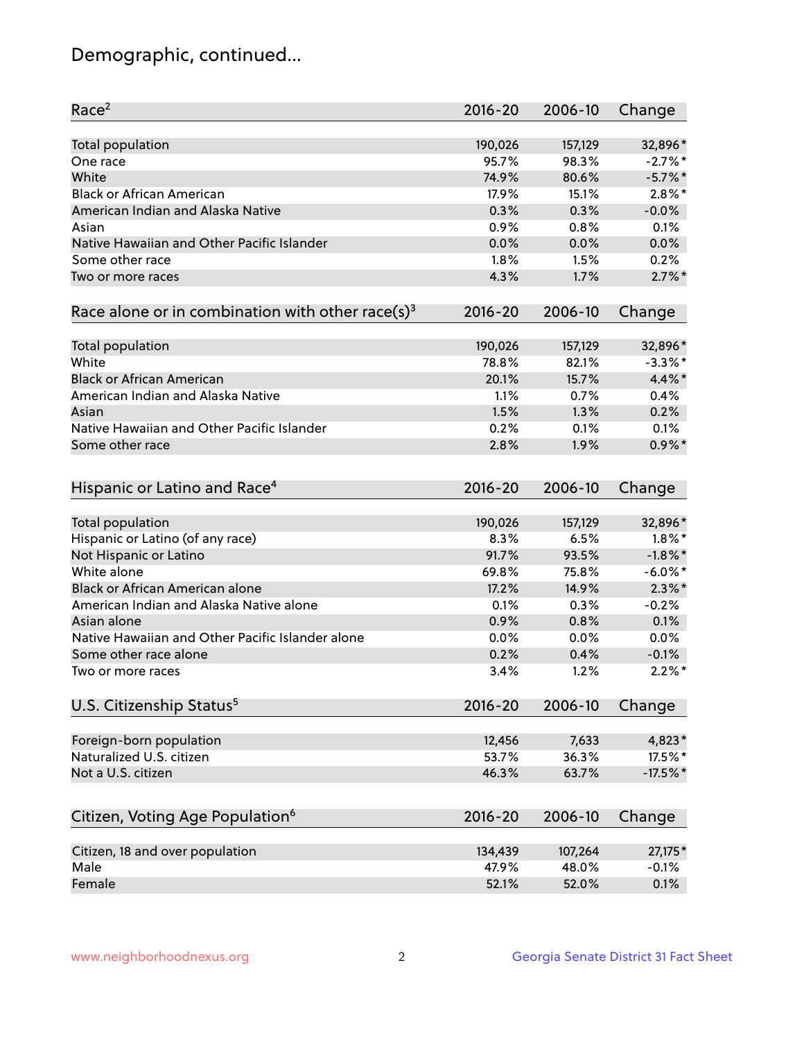# Demographic, continued...

| Race[2] | 2016-20 | 2006-10 | Change |
|---|---|---|---|
| Total population | 190,026 | 157,129 | 32,896* |
| One race | 95.7% | 98.3% | -2.7%* |
| White | 74.9% | 80.6% | -5.7%* |
| Black or African American | 17.9% | 15.1% | 2.8%* |
| American Indian and Alaska Native | 0.3% | 0.3% | -0.0% |
| Asian | 0.9% | 0.8% | 0.1% |
| Native Hawaiian and Other Pacific Islander | 0.0% | 0.0% | 0.0% |
| Some other race | 1.8% | 1.5% | 0.2% |
| Two or more races | 4.3% | 1.7% | 2.7%* |

| Race alone or in combination with other race(s)[3] | 2016-20 | 2006-10 | Change |
|---|---|---|---|
| Total population | 190,026 | 157,129 | 32,896* |
| White | 78.8% | 82.1% | -3.3%* |
| Black or African American | 20.1% | 15.7% | 4.4%* |
| American Indian and Alaska Native | 1.1% | 0.7% | 0.4% |
| Asian | 1.5% | 1.3% | 0.2% |
| Native Hawaiian and Other Pacific Islander | 0.2% | 0.1% | 0.1% |
| Some other race | 2.8% | 1.9% | 0.9%* |

| Hispanic or Latino and Race[4] | 2016-20 | 2006-10 | Change |
|---|---|---|---|
| Total population | 190,026 | 157,129 | 32,896* |
| Hispanic or Latino (of any race) | 8.3% | 6.5% | 1.8%* |
| Not Hispanic or Latino | 91.7% | 93.5% | -1.8%* |
| White alone | 69.8% | 75.8% | -6.0%* |
| Black or African American alone | 17.2% | 14.9% | 2.3%* |
| American Indian and Alaska Native alone | 0.1% | 0.3% | -0.2% |
| Asian alone | 0.9% | 0.8% | 0.1% |
| Native Hawaiian and Other Pacific Islander alone | 0.0% | 0.0% | 0.0% |
| Some other race alone | 0.2% | 0.4% | -0.1% |
| Two or more races | 3.4% | 1.2% | 2.2%* |

| U.S. Citizenship Status[5] | 2016-20 | 2006-10 | Change |
|---|---|---|---|
| Foreign-born population | 12,456 | 7,633 | 4,823* |
| Naturalized U.S. citizen | 53.7% | 36.3% | 17.5%* |
| Not a U.S. citizen | 46.3% | 63.7% | -17.5%* |

| Citizen, Voting Age Population[6] | 2016-20 | 2006-10 | Change |
|---|---|---|---|
| Citizen, 18 and over population | 134,439 | 107,264 | 27,175* |
| Male | 47.9% | 48.0% | -0.1% |
| Female | 52.1% | 52.0% | 0.1% |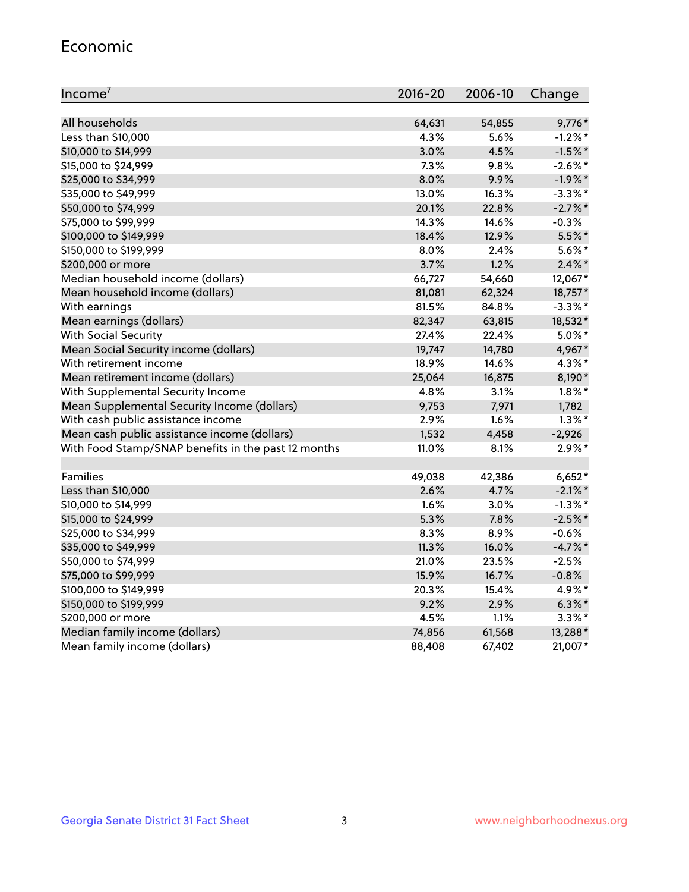## Economic

| Income[7] | 2016-20 | 2006-10 | Change |
|---|---|---|---|
| All households | 64,631 | 54,855 | 9,776* |
| Less than $10,000 | 4.3% | 5.6% | -1.2%* |
| $10,000 to $14,999 | 3.0% | 4.5% | -1.5%* |
| $15,000 to $24,999 | 7.3% | 9.8% | -2.6%* |
| $25,000 to $34,999 | 8.0% | 9.9% | -1.9%* |
| $35,000 to $49,999 | 13.0% | 16.3% | -3.3%* |
| $50,000 to $74,999 | 20.1% | 22.8% | -2.7%* |
| $75,000 to $99,999 | 14.3% | 14.6% | -0.3% |
| $100,000 to $149,999 | 18.4% | 12.9% | 5.5%* |
| $150,000 to $199,999 | 8.0% | 2.4% | 5.6%* |
| $200,000 or more | 3.7% | 1.2% | 2.4%* |
| Median household income (dollars) | 66,727 | 54,660 | 12,067* |
| Mean household income (dollars) | 81,081 | 62,324 | 18,757* |
| With earnings | 81.5% | 84.8% | -3.3%* |
| Mean earnings (dollars) | 82,347 | 63,815 | 18,532* |
| With Social Security | 27.4% | 22.4% | 5.0%* |
| Mean Social Security income (dollars) | 19,747 | 14,780 | 4,967* |
| With retirement income | 18.9% | 14.6% | 4.3%* |
| Mean retirement income (dollars) | 25,064 | 16,875 | 8,190* |
| With Supplemental Security Income | 4.8% | 3.1% | 1.8%* |
| Mean Supplemental Security Income (dollars) | 9,753 | 7,971 | 1,782 |
| With cash public assistance income | 2.9% | 1.6% | 1.3%* |
| Mean cash public assistance income (dollars) | 1,532 | 4,458 | -2,926 |
| With Food Stamp/SNAP benefits in the past 12 months | 11.0% | 8.1% | 2.9%* |
| | | | |
| Families | 49,038 | 42,386 | 6,652* |
| Less than $10,000 | 2.6% | 4.7% | -2.1%* |
| $10,000 to $14,999 | 1.6% | 3.0% | -1.3%* |
| $15,000 to $24,999 | 5.3% | 7.8% | -2.5%* |
| $25,000 to $34,999 | 8.3% | 8.9% | -0.6% |
| $35,000 to $49,999 | 11.3% | 16.0% | -4.7%* |
| $50,000 to $74,999 | 21.0% | 23.5% | -2.5% |
| $75,000 to $99,999 | 15.9% | 16.7% | -0.8% |
| $100,000 to $149,999 | 20.3% | 15.4% | 4.9%* |
| $150,000 to $199,999 | 9.2% | 2.9% | 6.3%* |
| $200,000 or more | 4.5% | 1.1% | 3.3%* |
| Median family income (dollars) | 74,856 | 61,568 | 13,288* |
| Mean family income (dollars) | 88,408 | 67,402 | 21,007* |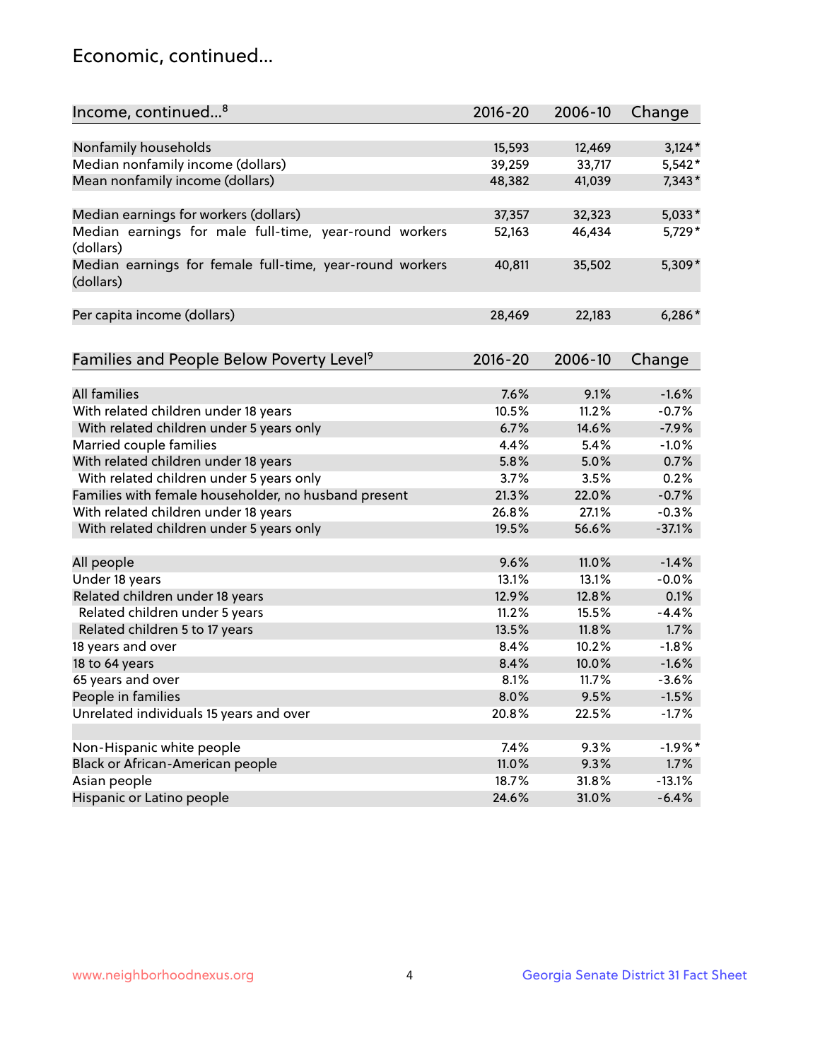## Economic, continued...

| Income, continued...[8] | 2016-20 | 2006-10 | Change |
|---|---|---|---|
| Nonfamily households | 15,593 | 12,469 | 3,124* |
| Median nonfamily income (dollars) | 39,259 | 33,717 | 5,542* |
| Mean nonfamily income (dollars) | 48,382 | 41,039 | 7,343* |
| Median earnings for workers (dollars) | 37,357 | 32,323 | 5,033* |
| Median earnings for male full-time, year-round workers (dollars) | 52,163 | 46,434 | 5,729* |
| Median earnings for female full-time, year-round workers (dollars) | 40,811 | 35,502 | 5,309* |
| Per capita income (dollars) | 28,469 | 22,183 | 6,286* |

| Families and People Below Poverty Level[9] | 2016-20 | 2006-10 | Change |
|---|---|---|---|
| All families | 7.6% | 9.1% | -1.6% |
| With related children under 18 years | 10.5% | 11.2% | -0.7% |
| With related children under 5 years only | 6.7% | 14.6% | -7.9% |
| Married couple families | 4.4% | 5.4% | -1.0% |
| With related children under 18 years | 5.8% | 5.0% | 0.7% |
| With related children under 5 years only | 3.7% | 3.5% | 0.2% |
| Families with female householder, no husband present | 21.3% | 22.0% | -0.7% |
| With related children under 18 years | 26.8% | 27.1% | -0.3% |
| With related children under 5 years only | 19.5% | 56.6% | -37.1% |
| All people | 9.6% | 11.0% | -1.4% |
| Under 18 years | 13.1% | 13.1% | -0.0% |
| Related children under 18 years | 12.9% | 12.8% | 0.1% |
| Related children under 5 years | 11.2% | 15.5% | -4.4% |
| Related children 5 to 17 years | 13.5% | 11.8% | 1.7% |
| 18 years and over | 8.4% | 10.2% | -1.8% |
| 18 to 64 years | 8.4% | 10.0% | -1.6% |
| 65 years and over | 8.1% | 11.7% | -3.6% |
| People in families | 8.0% | 9.5% | -1.5% |
| Unrelated individuals 15 years and over | 20.8% | 22.5% | -1.7% |
| Non-Hispanic white people | 7.4% | 9.3% | -1.9%* |
| Black or African-American people | 11.0% | 9.3% | 1.7% |
| Asian people | 18.7% | 31.8% | -13.1% |
| Hispanic or Latino people | 24.6% | 31.0% | -6.4% |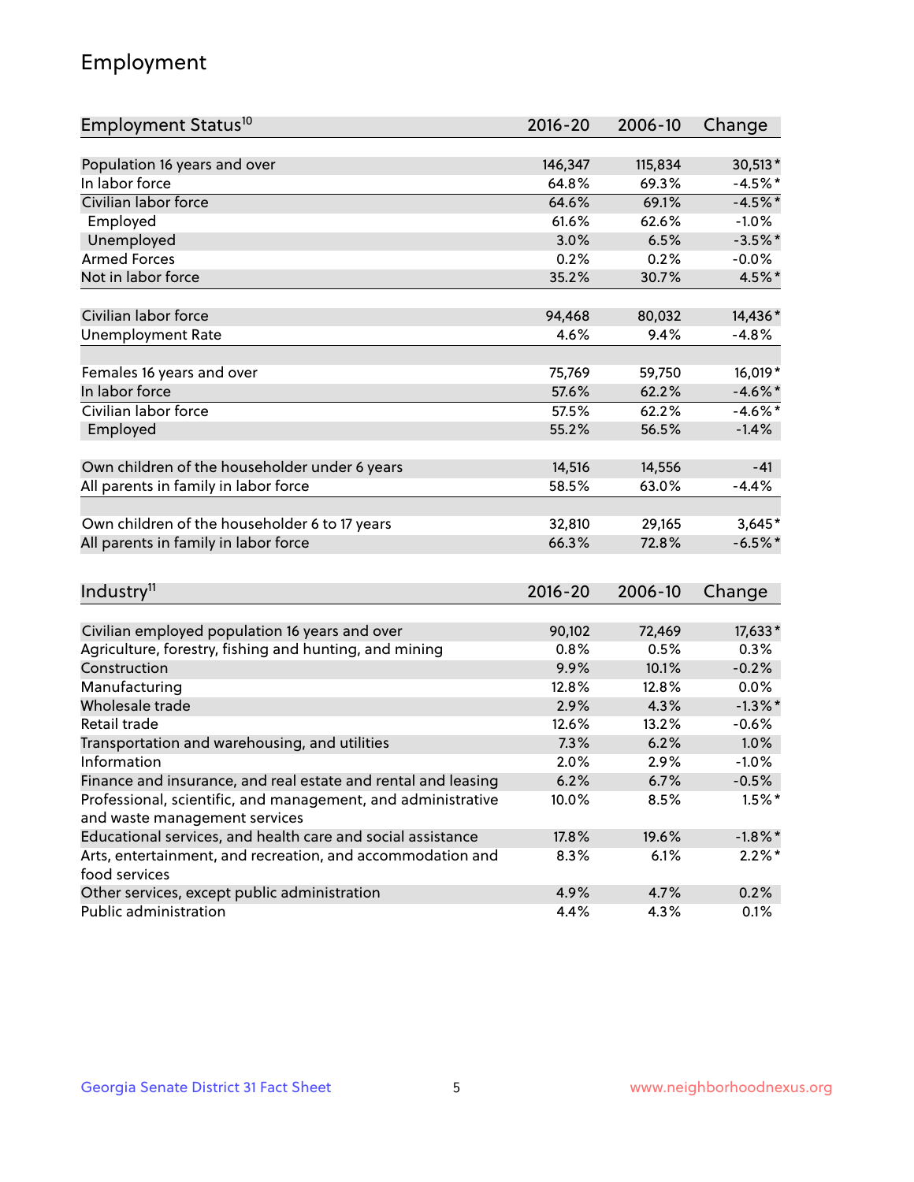# Employment

| Employment Status[10] | 2016-20 | 2006-10 | Change |
|---|---|---|---|
| Population 16 years and over | 146,347 | 115,834 | 30,513* |
| In labor force | 64.8% | 69.3% | -4.5%* |
| Civilian labor force | 64.6% | 69.1% | -4.5%* |
| Employed | 61.6% | 62.6% | -1.0% |
| Unemployed | 3.0% | 6.5% | -3.5%* |
| Armed Forces | 0.2% | 0.2% | -0.0% |
| Not in labor force | 35.2% | 30.7% | 4.5%* |
| | | | |
| Civilian labor force | 94,468 | 80,032 | 14,436* |
| Unemployment Rate | 4.6% | 9.4% | -4.8% |
| | | | |
| Females 16 years and over | 75,769 | 59,750 | 16,019* |
| In labor force | 57.6% | 62.2% | -4.6%* |
| Civilian labor force | 57.5% | 62.2% | -4.6%* |
| Employed | 55.2% | 56.5% | -1.4% |
| | | | |
| Own children of the householder under 6 years | 14,516 | 14,556 | -41 |
| All parents in family in labor force | 58.5% | 63.0% | -4.4% |
| | | | |
| Own children of the householder 6 to 17 years | 32,810 | 29,165 | 3,645* |
| All parents in family in labor force | 66.3% | 72.8% | -6.5%* |

| Industry[11] | 2016-20 | 2006-10 | Change |
|---|---|---|---|
| Civilian employed population 16 years and over | 90,102 | 72,469 | 17,633* |
| Agriculture, forestry, fishing and hunting, and mining | 0.8% | 0.5% | 0.3% |
| Construction | 9.9% | 10.1% | -0.2% |
| Manufacturing | 12.8% | 12.8% | 0.0% |
| Wholesale trade | 2.9% | 4.3% | -1.3%* |
| Retail trade | 12.6% | 13.2% | -0.6% |
| Transportation and warehousing, and utilities | 7.3% | 6.2% | 1.0% |
| Information | 2.0% | 2.9% | -1.0% |
| Finance and insurance, and real estate and rental and leasing | 6.2% | 6.7% | -0.5% |
| Professional, scientific, and management, and administrative and waste management services | 10.0% | 8.5% | 1.5%* |
| Educational services, and health care and social assistance | 17.8% | 19.6% | -1.8%* |
| Arts, entertainment, and recreation, and accommodation and food services | 8.3% | 6.1% | 2.2%* |
| Other services, except public administration | 4.9% | 4.7% | 0.2% |
| Public administration | 4.4% | 4.3% | 0.1% |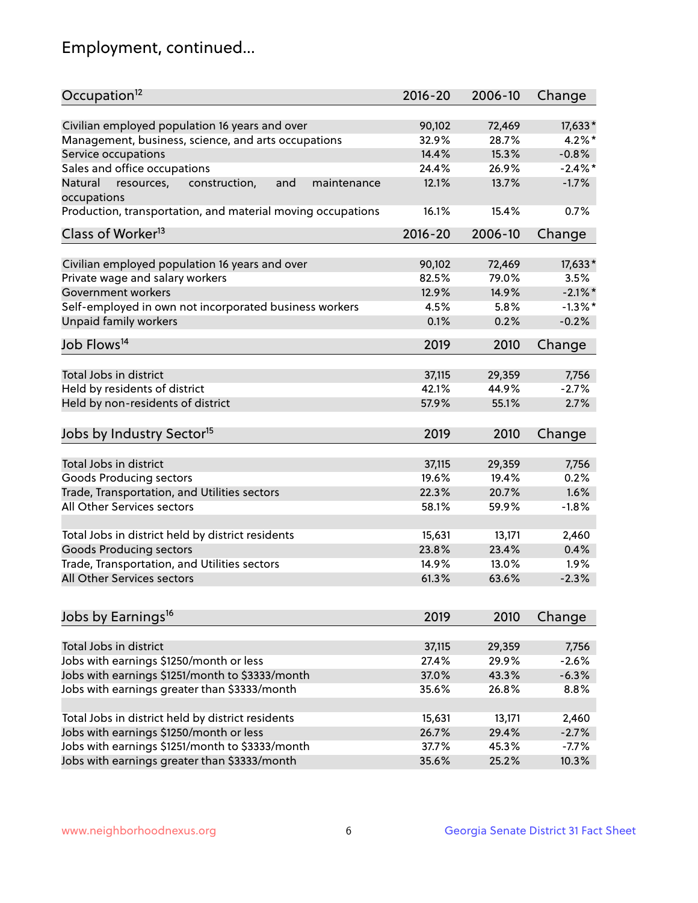## Employment, continued...

| Occupation[12] | 2016-20 | 2006-10 | Change |
|---|---|---|---|
| Civilian employed population 16 years and over | 90,102 | 72,469 | 17,633* |
| Management, business, science, and arts occupations | 32.9% | 28.7% | 4.2%* |
| Service occupations | 14.4% | 15.3% | -0.8% |
| Sales and office occupations | 24.4% | 26.9% | -2.4%* |
| Natural resources, construction, and maintenance occupations | 12.1% | 13.7% | -1.7% |
| Production, transportation, and material moving occupations | 16.1% | 15.4% | 0.7% |

| Class of Worker[13] | 2016-20 | 2006-10 | Change |
|---|---|---|---|
| Civilian employed population 16 years and over | 90,102 | 72,469 | 17,633* |
| Private wage and salary workers | 82.5% | 79.0% | 3.5% |
| Government workers | 12.9% | 14.9% | -2.1%* |
| Self-employed in own not incorporated business workers | 4.5% | 5.8% | -1.3%* |
| Unpaid family workers | 0.1% | 0.2% | -0.2% |

| Job Flows[14] | 2019 | 2010 | Change |
|---|---|---|---|
| Total Jobs in district | 37,115 | 29,359 | 7,756 |
| Held by residents of district | 42.1% | 44.9% | -2.7% |
| Held by non-residents of district | 57.9% | 55.1% | 2.7% |

| Jobs by Industry Sector[15] | 2019 | 2010 | Change |
|---|---|---|---|
| Total Jobs in district | 37,115 | 29,359 | 7,756 |
| Goods Producing sectors | 19.6% | 19.4% | 0.2% |
| Trade, Transportation, and Utilities sectors | 22.3% | 20.7% | 1.6% |
| All Other Services sectors | 58.1% | 59.9% | -1.8% |
| | | | |
| Total Jobs in district held by district residents | 15,631 | 13,171 | 2,460 |
| Goods Producing sectors | 23.8% | 23.4% | 0.4% |
| Trade, Transportation, and Utilities sectors | 14.9% | 13.0% | 1.9% |
| All Other Services sectors | 61.3% | 63.6% | -2.3% |

| Jobs by Earnings[16] | 2019 | 2010 | Change |
|---|---|---|---|
| Total Jobs in district | 37,115 | 29,359 | 7,756 |
| Jobs with earnings $1250/month or less | 27.4% | 29.9% | -2.6% |
| Jobs with earnings $1251/month to $3333/month | 37.0% | 43.3% | -6.3% |
| Jobs with earnings greater than $3333/month | 35.6% | 26.8% | 8.8% |
| | | | |
| Total Jobs in district held by district residents | 15,631 | 13,171 | 2,460 |
| Jobs with earnings $1250/month or less | 26.7% | 29.4% | -2.7% |
| Jobs with earnings $1251/month to $3333/month | 37.7% | 45.3% | -7.7% |
| Jobs with earnings greater than $3333/month | 35.6% | 25.2% | 10.3% |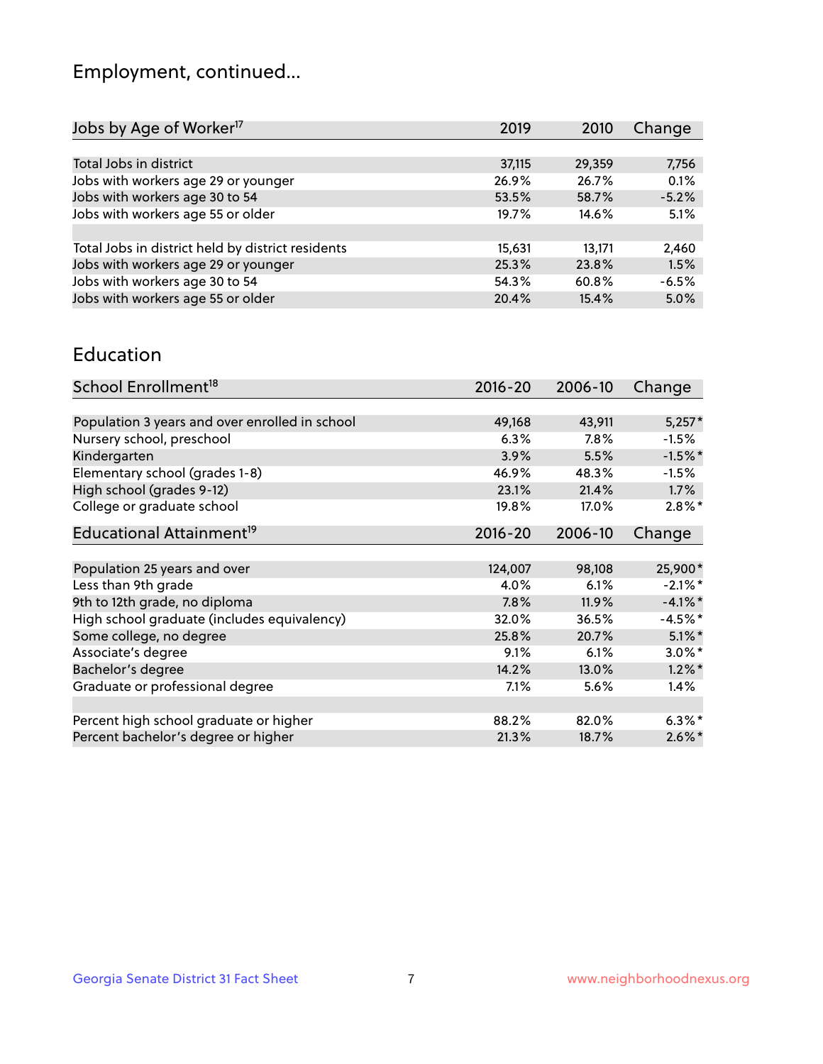## Employment, continued...

| Jobs by Age of Worker[17] | 2019 | 2010 | Change |
|---|---|---|---|
| Total Jobs in district | 37,115 | 29,359 | 7,756 |
| Jobs with workers age 29 or younger | 26.9% | 26.7% | 0.1% |
| Jobs with workers age 30 to 54 | 53.5% | 58.7% | -5.2% |
| Jobs with workers age 55 or older | 19.7% | 14.6% | 5.1% |
| | | | |
| Total Jobs in district held by district residents | 15,631 | 13,171 | 2,460 |
| Jobs with workers age 29 or younger | 25.3% | 23.8% | 1.5% |
| Jobs with workers age 30 to 54 | 54.3% | 60.8% | -6.5% |
| Jobs with workers age 55 or older | 20.4% | 15.4% | 5.0% |

## Education

| School Enrollment[18] | 2016-20 | 2006-10 | Change |
|---|---|---|---|
| Population 3 years and over enrolled in school | 49,168 | 43,911 | 5,257* |
| Nursery school, preschool | 6.3% | 7.8% | -1.5% |
| Kindergarten | 3.9% | 5.5% | -1.5%* |
| Elementary school (grades 1-8) | 46.9% | 48.3% | -1.5% |
| High school (grades 9-12) | 23.1% | 21.4% | 1.7% |
| College or graduate school | 19.8% | 17.0% | 2.8%* |

| Educational Attainment[19] | 2016-20 | 2006-10 | Change |
|---|---|---|---|
| Population 25 years and over | 124,007 | 98,108 | 25,900* |
| Less than 9th grade | 4.0% | 6.1% | -2.1%* |
| 9th to 12th grade, no diploma | 7.8% | 11.9% | -4.1%* |
| High school graduate (includes equivalency) | 32.0% | 36.5% | -4.5%* |
| Some college, no degree | 25.8% | 20.7% | 5.1%* |
| Associate's degree | 9.1% | 6.1% | 3.0%* |
| Bachelor's degree | 14.2% | 13.0% | 1.2%* |
| Graduate or professional degree | 7.1% | 5.6% | 1.4% |
| | | | |
| Percent high school graduate or higher | 88.2% | 82.0% | 6.3%* |
| Percent bachelor's degree or higher | 21.3% | 18.7% | 2.6%* |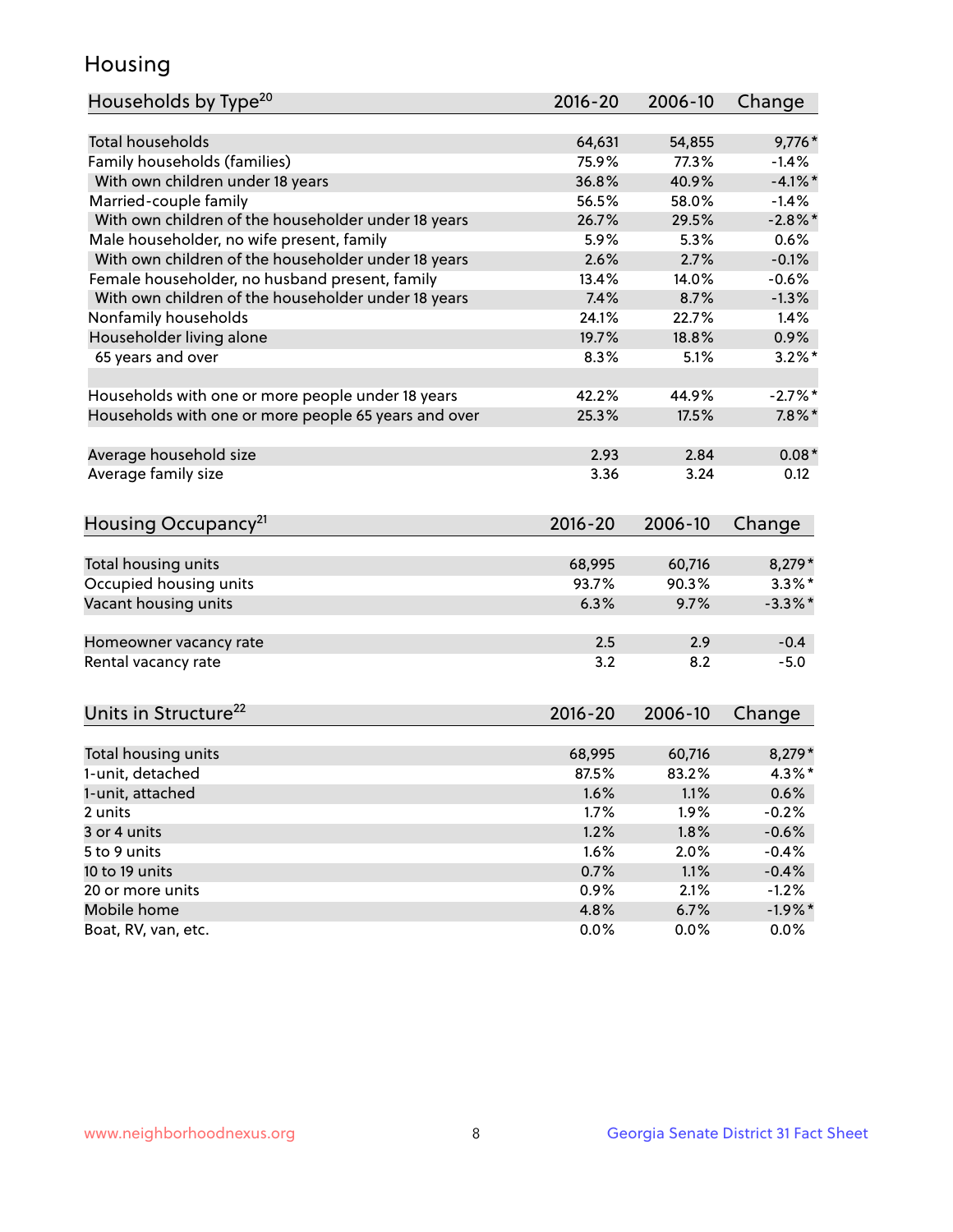## Housing

| Households by Type[20] | 2016-20 | 2006-10 | Change |
|---|---|---|---|
| Total households | 64,631 | 54,855 | 9,776* |
| Family households (families) | 75.9% | 77.3% | -1.4% |
| With own children under 18 years | 36.8% | 40.9% | -4.1%* |
| Married-couple family | 56.5% | 58.0% | -1.4% |
| With own children of the householder under 18 years | 26.7% | 29.5% | -2.8%* |
| Male householder, no wife present, family | 5.9% | 5.3% | 0.6% |
| With own children of the householder under 18 years | 2.6% | 2.7% | -0.1% |
| Female householder, no husband present, family | 13.4% | 14.0% | -0.6% |
| With own children of the householder under 18 years | 7.4% | 8.7% | -1.3% |
| Nonfamily households | 24.1% | 22.7% | 1.4% |
| Householder living alone | 19.7% | 18.8% | 0.9% |
| 65 years and over | 8.3% | 5.1% | 3.2%* |
| | | | |
| Households with one or more people under 18 years | 42.2% | 44.9% | -2.7%* |
| Households with one or more people 65 years and over | 25.3% | 17.5% | 7.8%* |
| | | | |
| Average household size | 2.93 | 2.84 | 0.08* |
| Average family size | 3.36 | 3.24 | 0.12 |

| Housing Occupancy[21] | 2016-20 | 2006-10 | Change |
|---|---|---|---|
| Total housing units | 68,995 | 60,716 | 8,279* |
| Occupied housing units | 93.7% | 90.3% | 3.3%* |
| Vacant housing units | 6.3% | 9.7% | -3.3%* |
| | | | |
| Homeowner vacancy rate | 2.5 | 2.9 | -0.4 |
| Rental vacancy rate | 3.2 | 8.2 | -5.0 |

| Units in Structure[22] | 2016-20 | 2006-10 | Change |
|---|---|---|---|
| Total housing units | 68,995 | 60,716 | 8,279* |
| 1-unit, detached | 87.5% | 83.2% | 4.3%* |
| 1-unit, attached | 1.6% | 1.1% | 0.6% |
| 2 units | 1.7% | 1.9% | -0.2% |
| 3 or 4 units | 1.2% | 1.8% | -0.6% |
| 5 to 9 units | 1.6% | 2.0% | -0.4% |
| 10 to 19 units | 0.7% | 1.1% | -0.4% |
| 20 or more units | 0.9% | 2.1% | -1.2% |
| Mobile home | 4.8% | 6.7% | -1.9%* |
| Boat, RV, van, etc. | 0.0% | 0.0% | 0.0% |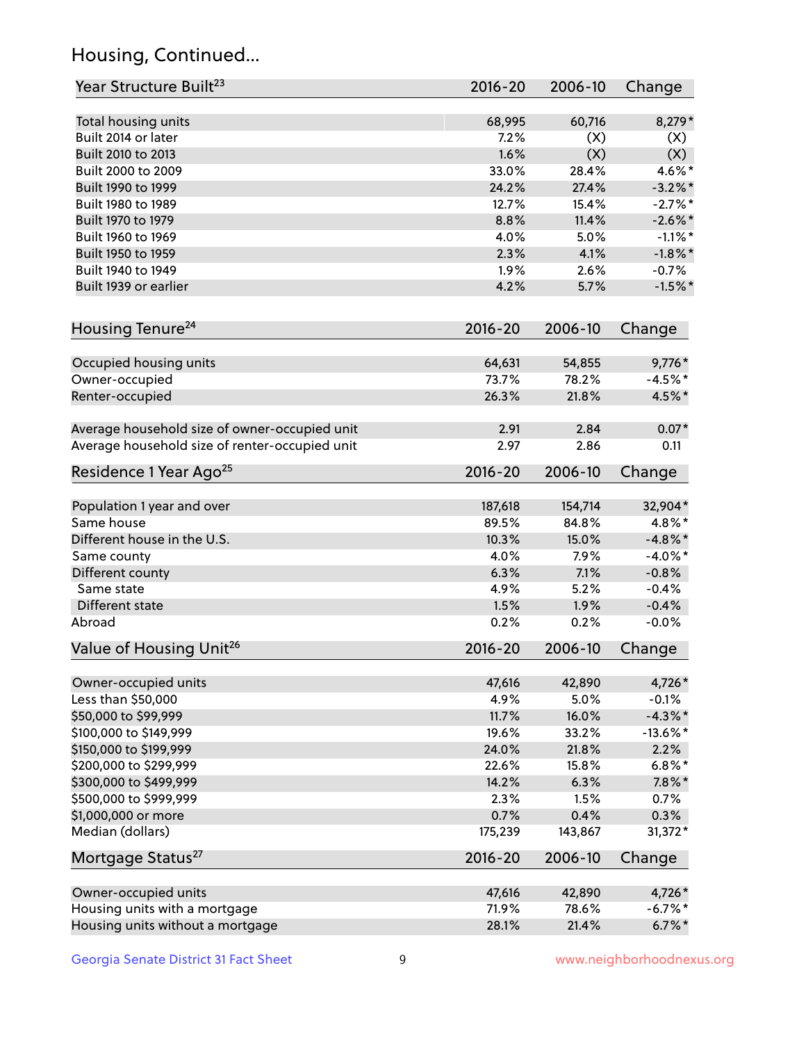# Housing, Continued...

| Year Structure Built[23] | 2016-20 | 2006-10 | Change |
|---|---|---|---|
| Total housing units | 68,995 | 60,716 | 8,279* |
| Built 2014 or later | 7.2% | (X) | (X) |
| Built 2010 to 2013 | 1.6% | (X) | (X) |
| Built 2000 to 2009 | 33.0% | 28.4% | 4.6%* |
| Built 1990 to 1999 | 24.2% | 27.4% | -3.2%* |
| Built 1980 to 1989 | 12.7% | 15.4% | -2.7%* |
| Built 1970 to 1979 | 8.8% | 11.4% | -2.6%* |
| Built 1960 to 1969 | 4.0% | 5.0% | -1.1%* |
| Built 1950 to 1959 | 2.3% | 4.1% | -1.8%* |
| Built 1940 to 1949 | 1.9% | 2.6% | -0.7% |
| Built 1939 or earlier | 4.2% | 5.7% | -1.5%* |

| Housing Tenure[24] | 2016-20 | 2006-10 | Change |
|---|---|---|---|
| Occupied housing units | 64,631 | 54,855 | 9,776* |
| Owner-occupied | 73.7% | 78.2% | -4.5%* |
| Renter-occupied | 26.3% | 21.8% | 4.5%* |
| Average household size of owner-occupied unit | 2.91 | 2.84 | 0.07* |
| Average household size of renter-occupied unit | 2.97 | 2.86 | 0.11 |

| Residence 1 Year Ago[25] | 2016-20 | 2006-10 | Change |
|---|---|---|---|
| Population 1 year and over | 187,618 | 154,714 | 32,904* |
| Same house | 89.5% | 84.8% | 4.8%* |
| Different house in the U.S. | 10.3% | 15.0% | -4.8%* |
| Same county | 4.0% | 7.9% | -4.0%* |
| Different county | 6.3% | 7.1% | -0.8% |
| Same state | 4.9% | 5.2% | -0.4% |
| Different state | 1.5% | 1.9% | -0.4% |
| Abroad | 0.2% | 0.2% | -0.0% |

| Value of Housing Unit[26] | 2016-20 | 2006-10 | Change |
|---|---|---|---|
| Owner-occupied units | 47,616 | 42,890 | 4,726* |
| Less than $50,000 | 4.9% | 5.0% | -0.1% |
| $50,000 to $99,999 | 11.7% | 16.0% | -4.3%* |
| $100,000 to $149,999 | 19.6% | 33.2% | -13.6%* |
| $150,000 to $199,999 | 24.0% | 21.8% | 2.2% |
| $200,000 to $299,999 | 22.6% | 15.8% | 6.8%* |
| $300,000 to $499,999 | 14.2% | 6.3% | 7.8%* |
| $500,000 to $999,999 | 2.3% | 1.5% | 0.7% |
| $1,000,000 or more | 0.7% | 0.4% | 0.3% |
| Median (dollars) | 175,239 | 143,867 | 31,372* |

| Mortgage Status[27] | 2016-20 | 2006-10 | Change |
|---|---|---|---|
| Owner-occupied units | 47,616 | 42,890 | 4,726* |
| Housing units with a mortgage | 71.9% | 78.6% | -6.7%* |
| Housing units without a mortgage | 28.1% | 21.4% | 6.7%* |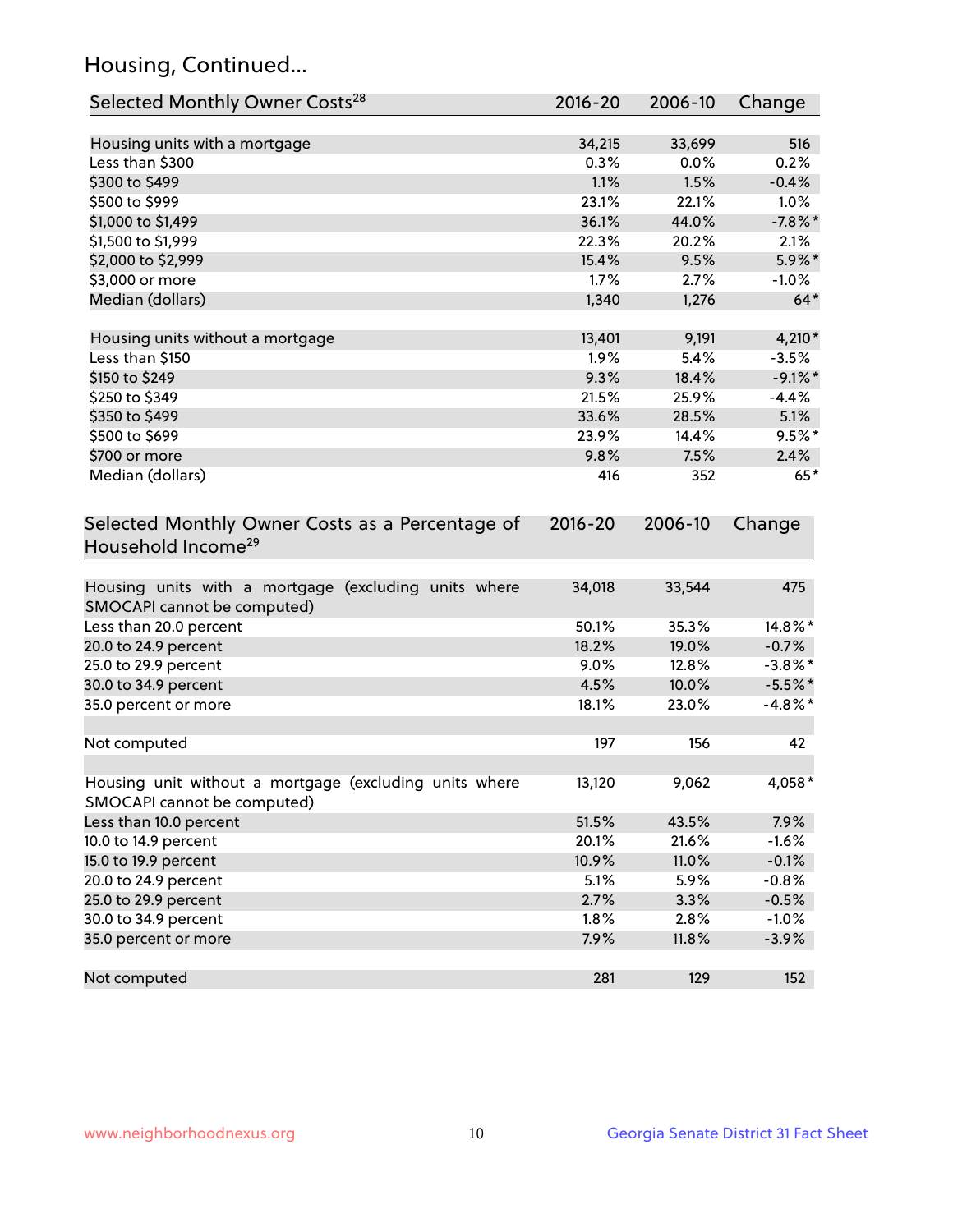## Housing, Continued...

| Selected Monthly Owner Costs[28] | 2016-20 | 2006-10 | Change |
|---|---|---|---|
| Housing units with a mortgage | 34,215 | 33,699 | 516 |
| Less than $300 | 0.3% | 0.0% | 0.2% |
| $300 to $499 | 1.1% | 1.5% | -0.4% |
| $500 to $999 | 23.1% | 22.1% | 1.0% |
| $1,000 to $1,499 | 36.1% | 44.0% | -7.8%* |
| $1,500 to $1,999 | 22.3% | 20.2% | 2.1% |
| $2,000 to $2,999 | 15.4% | 9.5% | 5.9%* |
| $3,000 or more | 1.7% | 2.7% | -1.0% |
| Median (dollars) | 1,340 | 1,276 | 64* |
| | | | |
| Housing units without a mortgage | 13,401 | 9,191 | 4,210* |
| Less than $150 | 1.9% | 5.4% | -3.5% |
| $150 to $249 | 9.3% | 18.4% | -9.1%* |
| $250 to $349 | 21.5% | 25.9% | -4.4% |
| $350 to $499 | 33.6% | 28.5% | 5.1% |
| $500 to $699 | 23.9% | 14.4% | 9.5%* |
| $700 or more | 9.8% | 7.5% | 2.4% |
| Median (dollars) | 416 | 352 | 65* |

| Selected Monthly Owner Costs as a Percentage of Household Income[29] | 2016-20 | 2006-10 | Change |
|---|---|---|---|
| Housing units with a mortgage (excluding units where SMOCAPI cannot be computed) | 34,018 | 33,544 | 475 |
| Less than 20.0 percent | 50.1% | 35.3% | 14.8%* |
| 20.0 to 24.9 percent | 18.2% | 19.0% | -0.7% |
| 25.0 to 29.9 percent | 9.0% | 12.8% | -3.8%* |
| 30.0 to 34.9 percent | 4.5% | 10.0% | -5.5%* |
| 35.0 percent or more | 18.1% | 23.0% | -4.8%* |
| | | | |
| Not computed | 197 | 156 | 42 |
| | | | |
| Housing unit without a mortgage (excluding units where SMOCAPI cannot be computed) | 13,120 | 9,062 | 4,058* |
| Less than 10.0 percent | 51.5% | 43.5% | 7.9% |
| 10.0 to 14.9 percent | 20.1% | 21.6% | -1.6% |
| 15.0 to 19.9 percent | 10.9% | 11.0% | -0.1% |
| 20.0 to 24.9 percent | 5.1% | 5.9% | -0.8% |
| 25.0 to 29.9 percent | 2.7% | 3.3% | -0.5% |
| 30.0 to 34.9 percent | 1.8% | 2.8% | -1.0% |
| 35.0 percent or more | 7.9% | 11.8% | -3.9% |
| | | | |
| Not computed | 281 | 129 | 152 |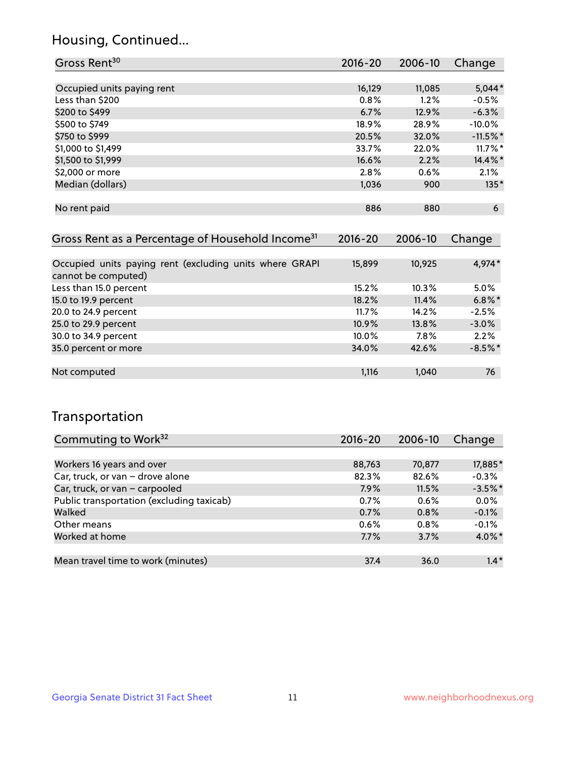## Housing, Continued...

| Gross Rent[30] | 2016-20 | 2006-10 | Change |
|---|---|---|---|
| Occupied units paying rent | 16,129 | 11,085 | 5,044* |
| Less than $200 | 0.8% | 1.2% | -0.5% |
| $200 to $499 | 6.7% | 12.9% | -6.3% |
| $500 to $749 | 18.9% | 28.9% | -10.0% |
| $750 to $999 | 20.5% | 32.0% | -11.5%* |
| $1,000 to $1,499 | 33.7% | 22.0% | 11.7%* |
| $1,500 to $1,999 | 16.6% | 2.2% | 14.4%* |
| $2,000 or more | 2.8% | 0.6% | 2.1% |
| Median (dollars) | 1,036 | 900 | 135* |
| No rent paid | 886 | 880 | 6 |

| Gross Rent as a Percentage of Household Income[31] | 2016-20 | 2006-10 | Change |
|---|---|---|---|
| Occupied units paying rent (excluding units where GRAPI cannot be computed) | 15,899 | 10,925 | 4,974* |
| Less than 15.0 percent | 15.2% | 10.3% | 5.0% |
| 15.0 to 19.9 percent | 18.2% | 11.4% | 6.8%* |
| 20.0 to 24.9 percent | 11.7% | 14.2% | -2.5% |
| 25.0 to 29.9 percent | 10.9% | 13.8% | -3.0% |
| 30.0 to 34.9 percent | 10.0% | 7.8% | 2.2% |
| 35.0 percent or more | 34.0% | 42.6% | -8.5%* |
| Not computed | 1,116 | 1,040 | 76 |

## Transportation

| Commuting to Work[32] | 2016-20 | 2006-10 | Change |
|---|---|---|---|
| Workers 16 years and over | 88,763 | 70,877 | 17,885* |
| Car, truck, or van – drove alone | 82.3% | 82.6% | -0.3% |
| Car, truck, or van – carpooled | 7.9% | 11.5% | -3.5%* |
| Public transportation (excluding taxicab) | 0.7% | 0.6% | 0.0% |
| Walked | 0.7% | 0.8% | -0.1% |
| Other means | 0.6% | 0.8% | -0.1% |
| Worked at home | 7.7% | 3.7% | 4.0%* |
| Mean travel time to work (minutes) | 37.4 | 36.0 | 1.4* |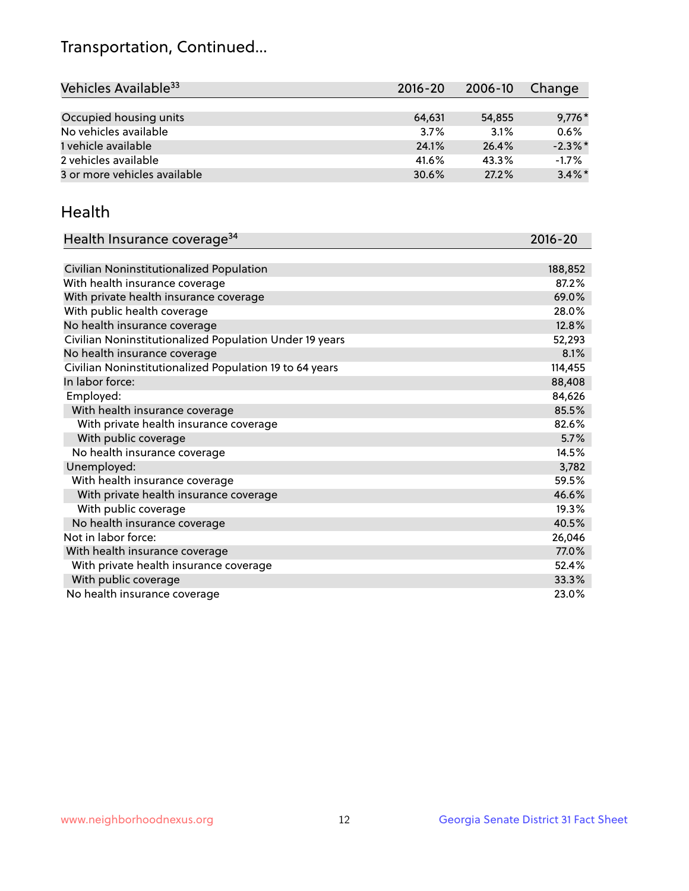# Transportation, Continued...

| Vehicles Available[33] | 2016-20 | 2006-10 | Change |
|---|---|---|---|
| Occupied housing units | 64,631 | 54,855 | 9,776* |
| No vehicles available | 3.7% | 3.1% | 0.6% |
| 1 vehicle available | 24.1% | 26.4% | -2.3%* |
| 2 vehicles available | 41.6% | 43.3% | -1.7% |
| 3 or more vehicles available | 30.6% | 27.2% | 3.4%* |

## Health

| Health Insurance coverage[34] | 2016-20 |
|---|---|
| Civilian Noninstitutionalized Population | 188,852 |
| With health insurance coverage | 87.2% |
| With private health insurance coverage | 69.0% |
| With public health coverage | 28.0% |
| No health insurance coverage | 12.8% |
| Civilian Noninstitutionalized Population Under 19 years | 52,293 |
| No health insurance coverage | 8.1% |
| Civilian Noninstitutionalized Population 19 to 64 years | 114,455 |
| In labor force: | 88,408 |
| Employed: | 84,626 |
| With health insurance coverage | 85.5% |
| With private health insurance coverage | 82.6% |
| With public coverage | 5.7% |
| No health insurance coverage | 14.5% |
| Unemployed: | 3,782 |
| With health insurance coverage | 59.5% |
| With private health insurance coverage | 46.6% |
| With public coverage | 19.3% |
| No health insurance coverage | 40.5% |
| Not in labor force: | 26,046 |
| With health insurance coverage | 77.0% |
| With private health insurance coverage | 52.4% |
| With public coverage | 33.3% |
| No health insurance coverage | 23.0% |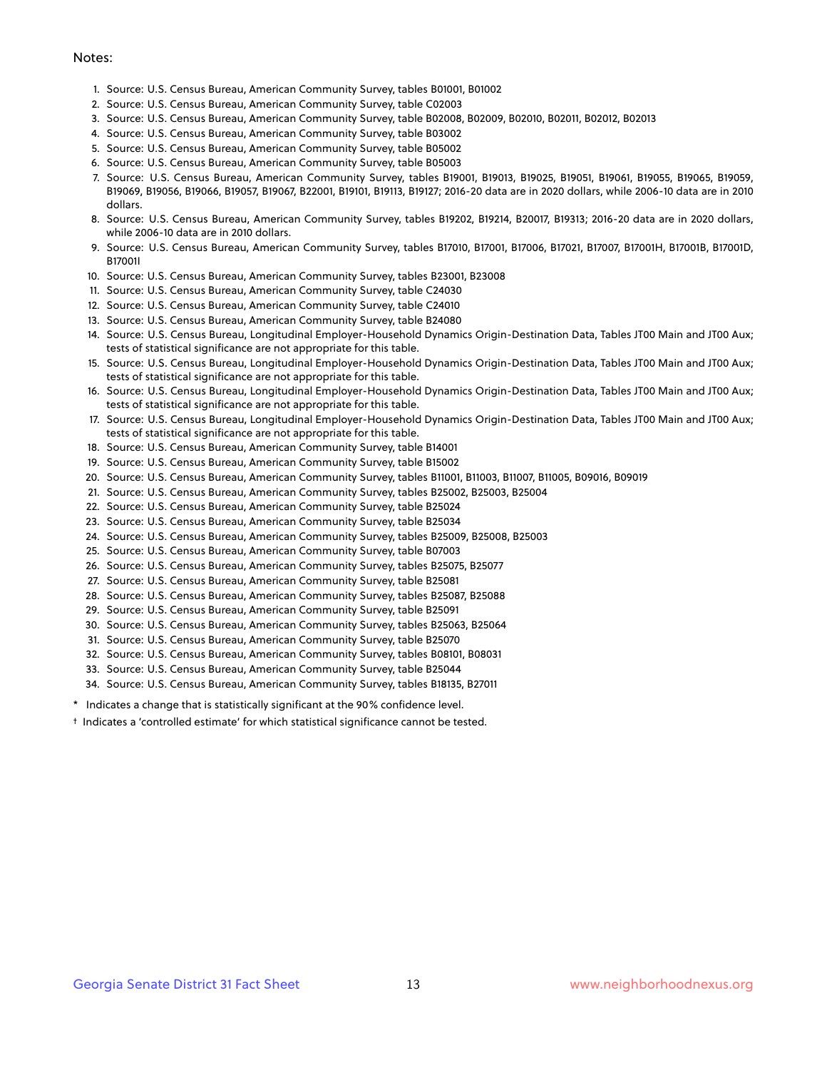Notes:

1. Source: U.S. Census Bureau, American Community Survey, tables B01001, B01002
2. Source: U.S. Census Bureau, American Community Survey, table C02003
3. Source: U.S. Census Bureau, American Community Survey, table B02008, B02009, B02010, B02011, B02012, B02013
4. Source: U.S. Census Bureau, American Community Survey, table B03002
5. Source: U.S. Census Bureau, American Community Survey, table B05002
6. Source: U.S. Census Bureau, American Community Survey, table B05003
7. Source: U.S. Census Bureau, American Community Survey, tables B19001, B19013, B19025, B19051, B19061, B19055, B19065, B19059, B19069, B19056, B19066, B19057, B19067, B22001, B19101, B19113, B19127; 2016-20 data are in 2020 dollars, while 2006-10 data are in 2010 dollars.
8. Source: U.S. Census Bureau, American Community Survey, tables B19202, B19214, B20017, B19313; 2016-20 data are in 2020 dollars, while 2006-10 data are in 2010 dollars.
9. Source: U.S. Census Bureau, American Community Survey, tables B17010, B17001, B17006, B17021, B17007, B17001H, B17001B, B17001D, B17001I
10. Source: U.S. Census Bureau, American Community Survey, tables B23001, B23008
11. Source: U.S. Census Bureau, American Community Survey, table C24030
12. Source: U.S. Census Bureau, American Community Survey, table C24010
13. Source: U.S. Census Bureau, American Community Survey, table B24080
14. Source: U.S. Census Bureau, Longitudinal Employer-Household Dynamics Origin-Destination Data, Tables JT00 Main and JT00 Aux; tests of statistical significance are not appropriate for this table.
15. Source: U.S. Census Bureau, Longitudinal Employer-Household Dynamics Origin-Destination Data, Tables JT00 Main and JT00 Aux; tests of statistical significance are not appropriate for this table.
16. Source: U.S. Census Bureau, Longitudinal Employer-Household Dynamics Origin-Destination Data, Tables JT00 Main and JT00 Aux; tests of statistical significance are not appropriate for this table.
17. Source: U.S. Census Bureau, Longitudinal Employer-Household Dynamics Origin-Destination Data, Tables JT00 Main and JT00 Aux; tests of statistical significance are not appropriate for this table.
18. Source: U.S. Census Bureau, American Community Survey, table B14001
19. Source: U.S. Census Bureau, American Community Survey, table B15002
20. Source: U.S. Census Bureau, American Community Survey, tables B11001, B11003, B11007, B11005, B09016, B09019
21. Source: U.S. Census Bureau, American Community Survey, tables B25002, B25003, B25004
22. Source: U.S. Census Bureau, American Community Survey, table B25024
23. Source: U.S. Census Bureau, American Community Survey, table B25034
24. Source: U.S. Census Bureau, American Community Survey, tables B25009, B25008, B25003
25. Source: U.S. Census Bureau, American Community Survey, table B07003
26. Source: U.S. Census Bureau, American Community Survey, tables B25075, B25077
27. Source: U.S. Census Bureau, American Community Survey, table B25081
28. Source: U.S. Census Bureau, American Community Survey, tables B25087, B25088
29. Source: U.S. Census Bureau, American Community Survey, table B25091
30. Source: U.S. Census Bureau, American Community Survey, tables B25063, B25064
31. Source: U.S. Census Bureau, American Community Survey, table B25070
32. Source: U.S. Census Bureau, American Community Survey, tables B08101, B08031
33. Source: U.S. Census Bureau, American Community Survey, table B25044
34. Source: U.S. Census Bureau, American Community Survey, tables B18135, B27011

\* Indicates a change that is statistically significant at the 90% confidence level.

† Indicates a 'controlled estimate' for which statistical significance cannot be tested.